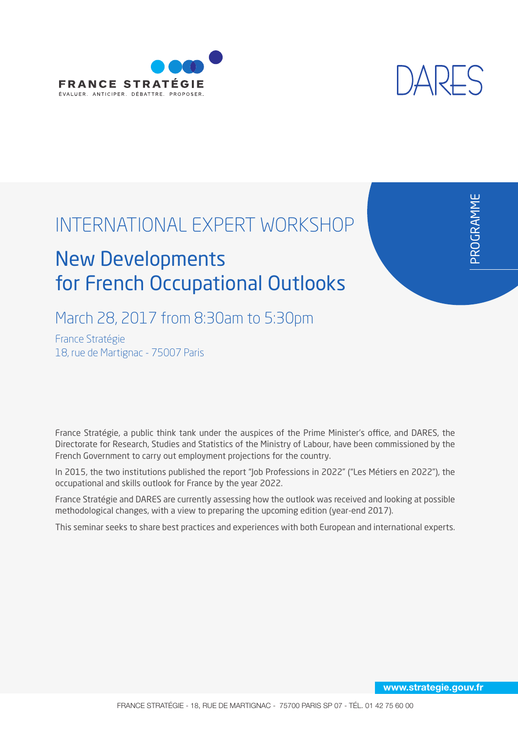FRANCE STRATÉGIE

ÉVALUER. ANTICIPER. DÉBATTRE. PROPOSER.

DARES

PROGRAMME

# INTERNATIONAL EXPERT WORKSHOP

## New Developments for French Occupational Outlooks

### March 28, 2017 from 8:30am to 5:30pm

France Stratégie
18, rue de Martignac - 75007 Paris

France Stratégie, a public think tank under the auspices of the Prime Minister's office, and DARES, the Directorate for Research, Studies and Statistics of the Ministry of Labour, have been commissioned by the French Government to carry out employment projections for the country.

In 2015, the two institutions published the report "Job Professions in 2022" ("Les Métiers en 2022"), the occupational and skills outlook for France by the year 2022.

France Stratégie and DARES are currently assessing how the outlook was received and looking at possible methodological changes, with a view to preparing the upcoming edition (year-end 2017).

This seminar seeks to share best practices and experiences with both European and international experts.

www.strategie.gouv.fr

FRANCE STRATÉGIE - 18, RUE DE MARTIGNAC - 75700 PARIS SP 07 - TÉL. 01 42 75 60 00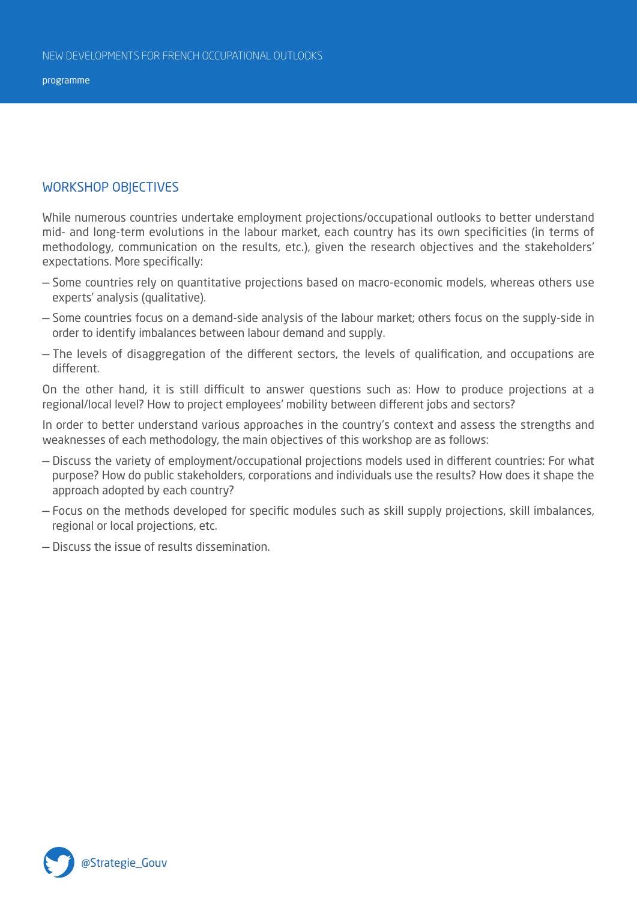## WORKSHOP OBJECTIVES

While numerous countries undertake employment projections/occupational outlooks to better understand mid- and long-term evolutions in the labour market, each country has its own specificities (in terms of methodology, communication on the results, etc.), given the research objectives and the stakeholders' expectations. More specifically:

- Some countries rely on quantitative projections based on macro-economic models, whereas others use experts' analysis (qualitative).
- Some countries focus on a demand-side analysis of the labour market; others focus on the supply-side in order to identify imbalances between labour demand and supply.
- The levels of disaggregation of the different sectors, the levels of qualification, and occupations are different.

On the other hand, it is still difficult to answer questions such as: How to produce projections at a regional/local level? How to project employees' mobility between different jobs and sectors?

In order to better understand various approaches in the country's context and assess the strengths and weaknesses of each methodology, the main objectives of this workshop are as follows:

- Discuss the variety of employment/occupational projections models used in different countries: For what purpose? How do public stakeholders, corporations and individuals use the results? How does it shape the approach adopted by each country?
- Focus on the methods developed for specific modules such as skill supply projections, skill imbalances, regional or local projections, etc.
- Discuss the issue of results dissemination.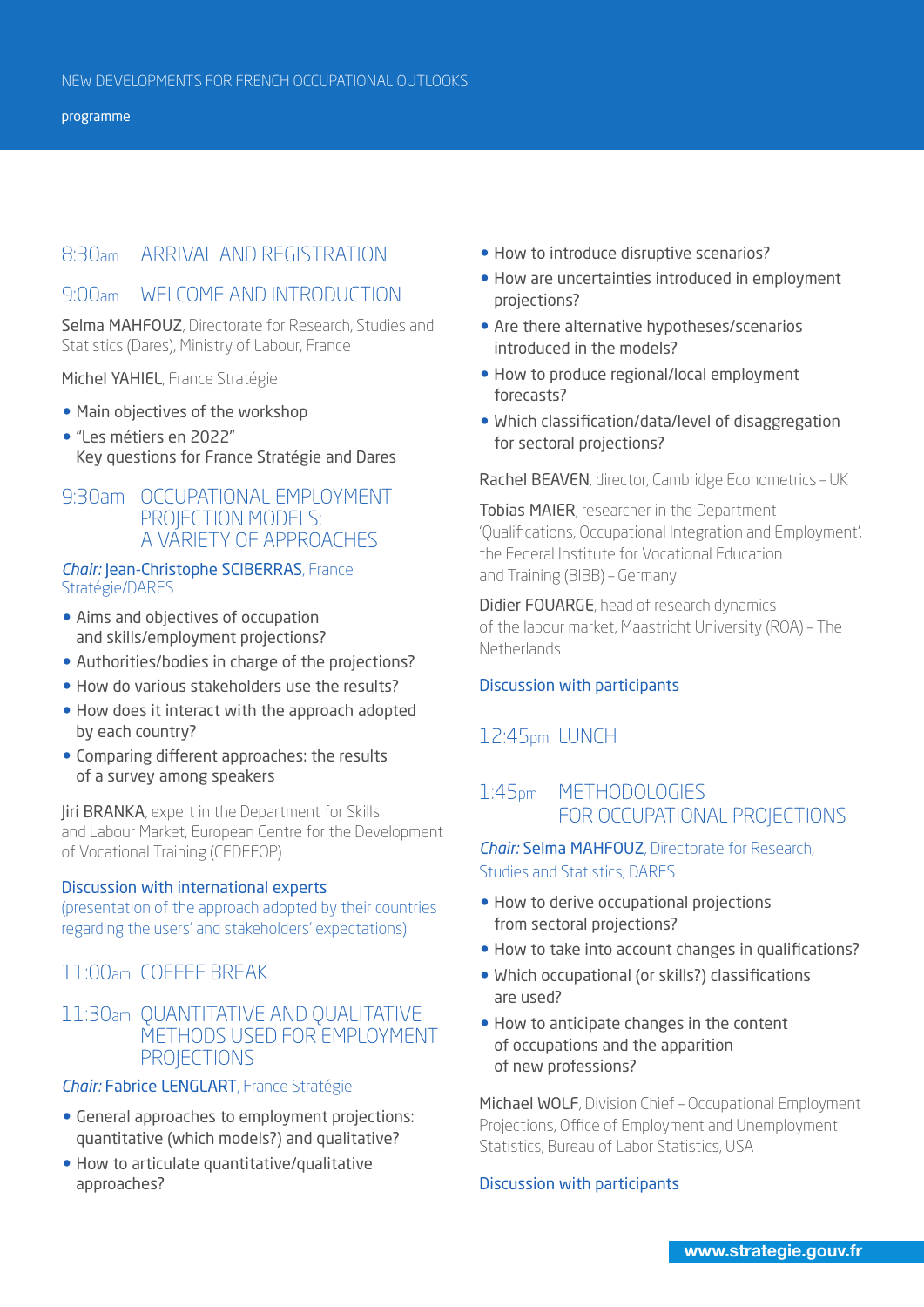NEW DEVELOPMENTS FOR FRENCH OCCUPATIONAL OUTLOOKS

programme

## 8:30am ARRIVAL AND REGISTRATION

## 9:00am WELCOME AND INTRODUCTION

Selma MAHFOUZ, Directorate for Research, Studies and Statistics (Dares), Ministry of Labour, France

Michel YAHIEL, France Stratégie

- Main objectives of the workshop
- "Les métiers en 2022"
  Key questions for France Stratégie and Dares

## 9:30am OCCUPATIONAL EMPLOYMENT PROJECTION MODELS: A VARIETY OF APPROACHES

*Chair:* Jean-Christophe SCIBERRAS, France Stratégie/DARES

- Aims and objectives of occupation and skills/employment projections?
- Authorities/bodies in charge of the projections?
- How do various stakeholders use the results?
- How does it interact with the approach adopted by each country?
- Comparing different approaches: the results of a survey among speakers

Jiri BRANKA, expert in the Department for Skills and Labour Market, European Centre for the Development of Vocational Training (CEDEFOP)

Discussion with international experts
(presentation of the approach adopted by their countries regarding the users' and stakeholders' expectations)

## 11:00am COFFEE BREAK

## 11:30am QUANTITATIVE AND QUALITATIVE METHODS USED FOR EMPLOYMENT PROJECTIONS

*Chair:* Fabrice LENGLART, France Stratégie

- General approaches to employment projections: quantitative (which models?) and qualitative?
- How to articulate quantitative/qualitative approaches?
- How to introduce disruptive scenarios?
- How are uncertainties introduced in employment projections?
- Are there alternative hypotheses/scenarios introduced in the models?
- How to produce regional/local employment forecasts?
- Which classification/data/level of disaggregation for sectoral projections?

Rachel BEAVEN, director, Cambridge Econometrics – UK

Tobias MAIER, researcher in the Department 'Qualifications, Occupational Integration and Employment', the Federal Institute for Vocational Education and Training (BIBB) – Germany

Didier FOUARGE, head of research dynamics of the labour market, Maastricht University (ROA) – The Netherlands

Discussion with participants

## 12:45pm LUNCH

## 1:45pm METHODOLOGIES FOR OCCUPATIONAL PROJECTIONS

*Chair:* Selma MAHFOUZ, Directorate for Research, Studies and Statistics, DARES

- How to derive occupational projections from sectoral projections?
- How to take into account changes in qualifications?
- Which occupational (or skills?) classifications are used?
- How to anticipate changes in the content of occupations and the apparition of new professions?

Michael WOLF, Division Chief – Occupational Employment Projections, Office of Employment and Unemployment Statistics, Bureau of Labor Statistics, USA

Discussion with participants

www.strategie.gouv.fr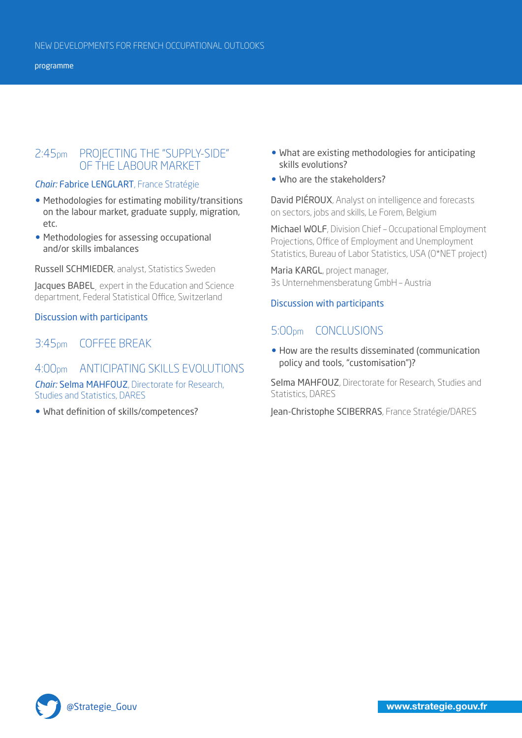## 2:45pm PROJECTING THE "SUPPLY-SIDE" OF THE LABOUR MARKET

*Chair:* Fabrice LENGLART, France Stratégie

- Methodologies for estimating mobility/transitions on the labour market, graduate supply, migration, etc.
- Methodologies for assessing occupational and/or skills imbalances

Russell SCHMIEDER, analyst, Statistics Sweden

Jacques BABEL, expert in the Education and Science department, Federal Statistical Office, Switzerland

Discussion with participants

## 3:45pm COFFEE BREAK

## 4:00pm ANTICIPATING SKILLS EVOLUTIONS

*Chair:* Selma MAHFOUZ, Directorate for Research, Studies and Statistics, DARES

- What definition of skills/competences?
- What are existing methodologies for anticipating skills evolutions?
- Who are the stakeholders?

David PIÉROUX, Analyst on intelligence and forecasts on sectors, jobs and skills, Le Forem, Belgium

Michael WOLF, Division Chief – Occupational Employment Projections, Office of Employment and Unemployment Statistics, Bureau of Labor Statistics, USA (O*NET project)

Maria KARGL, project manager, 3s Unternehmensberatung GmbH – Austria

Discussion with participants

## 5:00pm CONCLUSIONS

- How are the results disseminated (communication policy and tools, "customisation")?

Selma MAHFOUZ, Directorate for Research, Studies and Statistics, DARES

Jean-Christophe SCIBERRAS, France Stratégie/DARES

@Strategie_Gouv

www.strategie.gouv.fr